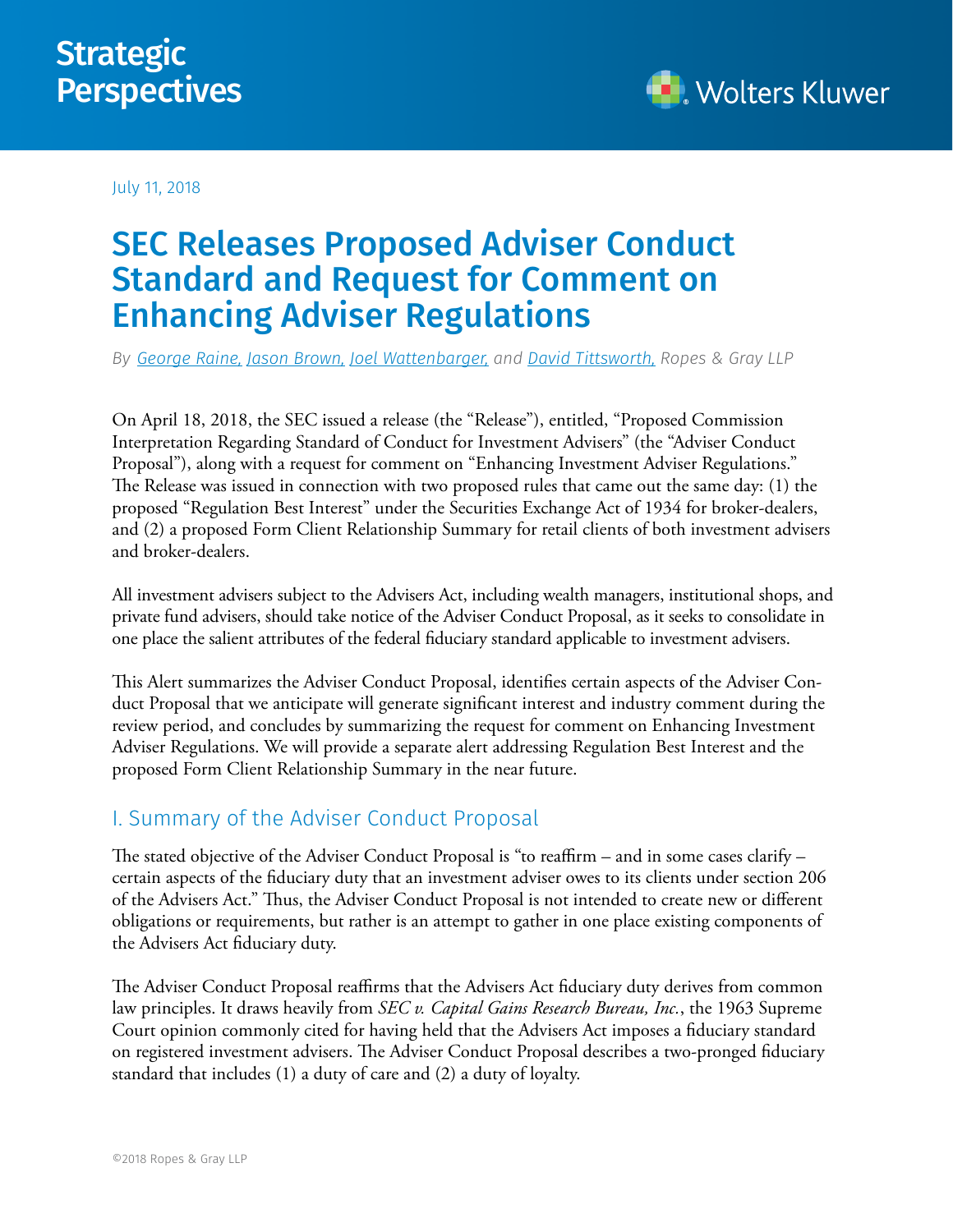Strategic Perspectives

Wolters Kluwer

July 11, 2018

# SEC Releases Proposed Adviser Conduct Standard and Request for Comment on Enhancing Adviser Regulations

*By George Raine, Jason Brown, Joel Wattenbarger, and David Tittsworth, Ropes & Gray LLP*

On April 18, 2018, the SEC issued a release (the "Release"), entitled, "Proposed Commission Interpretation Regarding Standard of Conduct for Investment Advisers" (the "Adviser Conduct Proposal"), along with a request for comment on "Enhancing Investment Adviser Regulations." The Release was issued in connection with two proposed rules that came out the same day: (1) the proposed "Regulation Best Interest" under the Securities Exchange Act of 1934 for broker-dealers, and (2) a proposed Form Client Relationship Summary for retail clients of both investment advisers and broker-dealers.

All investment advisers subject to the Advisers Act, including wealth managers, institutional shops, and private fund advisers, should take notice of the Adviser Conduct Proposal, as it seeks to consolidate in one place the salient attributes of the federal fiduciary standard applicable to investment advisers.

This Alert summarizes the Adviser Conduct Proposal, identifies certain aspects of the Adviser Conduct Proposal that we anticipate will generate significant interest and industry comment during the review period, and concludes by summarizing the request for comment on Enhancing Investment Adviser Regulations. We will provide a separate alert addressing Regulation Best Interest and the proposed Form Client Relationship Summary in the near future.

## I. Summary of the Adviser Conduct Proposal

The stated objective of the Adviser Conduct Proposal is "to reaffirm – and in some cases clarify – certain aspects of the fiduciary duty that an investment adviser owes to its clients under section 206 of the Advisers Act." Thus, the Adviser Conduct Proposal is not intended to create new or different obligations or requirements, but rather is an attempt to gather in one place existing components of the Advisers Act fiduciary duty.

The Adviser Conduct Proposal reaffirms that the Advisers Act fiduciary duty derives from common law principles. It draws heavily from *SEC v. Capital Gains Research Bureau, Inc.*, the 1963 Supreme Court opinion commonly cited for having held that the Advisers Act imposes a fiduciary standard on registered investment advisers. The Adviser Conduct Proposal describes a two-pronged fiduciary standard that includes (1) a duty of care and (2) a duty of loyalty.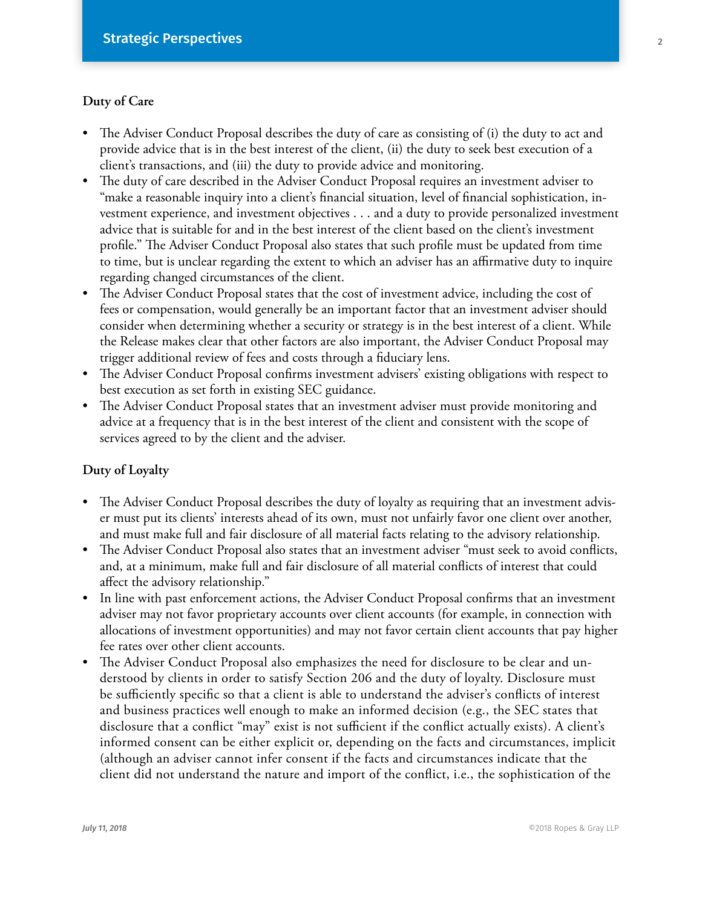### Duty of Care

- The Adviser Conduct Proposal describes the duty of care as consisting of (i) the duty to act and provide advice that is in the best interest of the client, (ii) the duty to seek best execution of a client's transactions, and (iii) the duty to provide advice and monitoring.
- The duty of care described in the Adviser Conduct Proposal requires an investment adviser to "make a reasonable inquiry into a client's financial situation, level of financial sophistication, investment experience, and investment objectives . . . and a duty to provide personalized investment advice that is suitable for and in the best interest of the client based on the client's investment profile." The Adviser Conduct Proposal also states that such profile must be updated from time to time, but is unclear regarding the extent to which an adviser has an affirmative duty to inquire regarding changed circumstances of the client.
- The Adviser Conduct Proposal states that the cost of investment advice, including the cost of fees or compensation, would generally be an important factor that an investment adviser should consider when determining whether a security or strategy is in the best interest of a client. While the Release makes clear that other factors are also important, the Adviser Conduct Proposal may trigger additional review of fees and costs through a fiduciary lens.
- The Adviser Conduct Proposal confirms investment advisers' existing obligations with respect to best execution as set forth in existing SEC guidance.
- The Adviser Conduct Proposal states that an investment adviser must provide monitoring and advice at a frequency that is in the best interest of the client and consistent with the scope of services agreed to by the client and the adviser.

### Duty of Loyalty

- The Adviser Conduct Proposal describes the duty of loyalty as requiring that an investment adviser must put its clients' interests ahead of its own, must not unfairly favor one client over another, and must make full and fair disclosure of all material facts relating to the advisory relationship.
- The Adviser Conduct Proposal also states that an investment adviser "must seek to avoid conflicts, and, at a minimum, make full and fair disclosure of all material conflicts of interest that could affect the advisory relationship."
- In line with past enforcement actions, the Adviser Conduct Proposal confirms that an investment adviser may not favor proprietary accounts over client accounts (for example, in connection with allocations of investment opportunities) and may not favor certain client accounts that pay higher fee rates over other client accounts.
- The Adviser Conduct Proposal also emphasizes the need for disclosure to be clear and understood by clients in order to satisfy Section 206 and the duty of loyalty. Disclosure must be sufficiently specific so that a client is able to understand the adviser's conflicts of interest and business practices well enough to make an informed decision (e.g., the SEC states that disclosure that a conflict "may" exist is not sufficient if the conflict actually exists). A client's informed consent can be either explicit or, depending on the facts and circumstances, implicit (although an adviser cannot infer consent if the facts and circumstances indicate that the client did not understand the nature and import of the conflict, i.e., the sophistication of the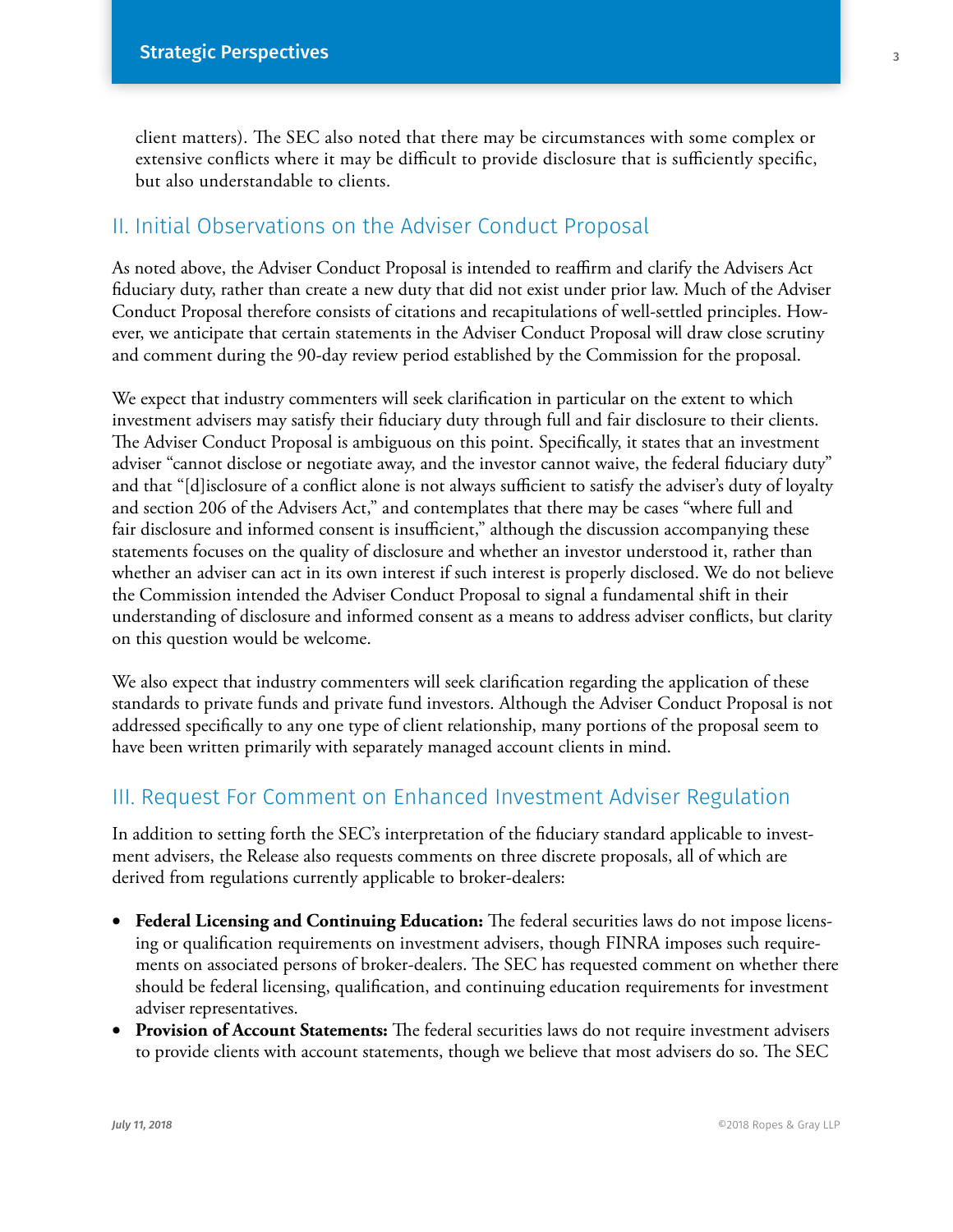client matters). The SEC also noted that there may be circumstances with some complex or extensive conflicts where it may be difficult to provide disclosure that is sufficiently specific, but also understandable to clients.

## II. Initial Observations on the Adviser Conduct Proposal

As noted above, the Adviser Conduct Proposal is intended to reaffirm and clarify the Advisers Act fiduciary duty, rather than create a new duty that did not exist under prior law. Much of the Adviser Conduct Proposal therefore consists of citations and recapitulations of well-settled principles. However, we anticipate that certain statements in the Adviser Conduct Proposal will draw close scrutiny and comment during the 90-day review period established by the Commission for the proposal.

We expect that industry commenters will seek clarification in particular on the extent to which investment advisers may satisfy their fiduciary duty through full and fair disclosure to their clients. The Adviser Conduct Proposal is ambiguous on this point. Specifically, it states that an investment adviser "cannot disclose or negotiate away, and the investor cannot waive, the federal fiduciary duty" and that "[d]isclosure of a conflict alone is not always sufficient to satisfy the adviser's duty of loyalty and section 206 of the Advisers Act," and contemplates that there may be cases "where full and fair disclosure and informed consent is insufficient," although the discussion accompanying these statements focuses on the quality of disclosure and whether an investor understood it, rather than whether an adviser can act in its own interest if such interest is properly disclosed. We do not believe the Commission intended the Adviser Conduct Proposal to signal a fundamental shift in their understanding of disclosure and informed consent as a means to address adviser conflicts, but clarity on this question would be welcome.

We also expect that industry commenters will seek clarification regarding the application of these standards to private funds and private fund investors. Although the Adviser Conduct Proposal is not addressed specifically to any one type of client relationship, many portions of the proposal seem to have been written primarily with separately managed account clients in mind.

## III. Request For Comment on Enhanced Investment Adviser Regulation

In addition to setting forth the SEC's interpretation of the fiduciary standard applicable to investment advisers, the Release also requests comments on three discrete proposals, all of which are derived from regulations currently applicable to broker-dealers:

- **Federal Licensing and Continuing Education:** The federal securities laws do not impose licensing or qualification requirements on investment advisers, though FINRA imposes such requirements on associated persons of broker-dealers. The SEC has requested comment on whether there should be federal licensing, qualification, and continuing education requirements for investment adviser representatives.
- **Provision of Account Statements:** The federal securities laws do not require investment advisers to provide clients with account statements, though we believe that most advisers do so. The SEC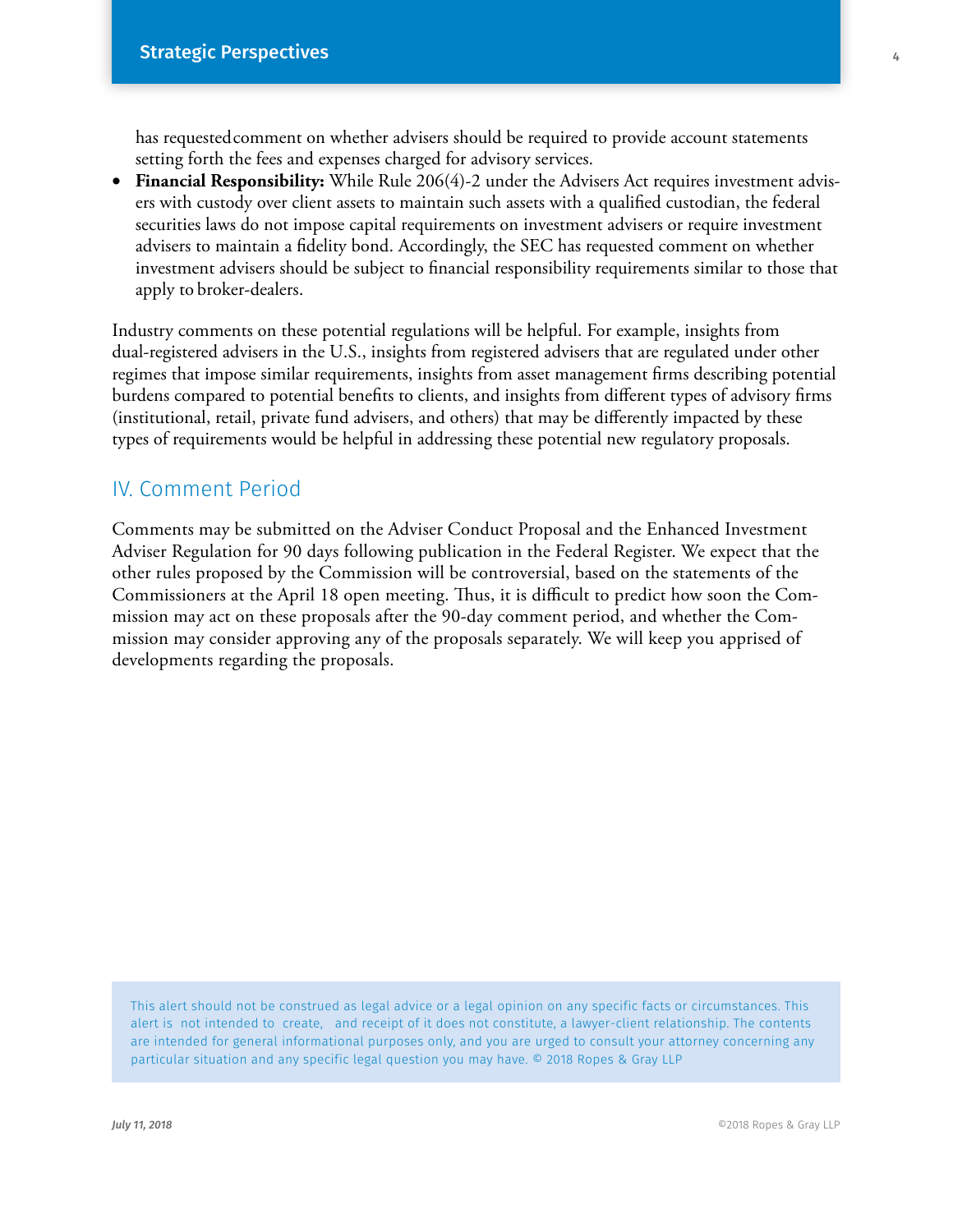has requested comment on whether advisers should be required to provide account statements setting forth the fees and expenses charged for advisory services.

- **Financial Responsibility:** While Rule 206(4)-2 under the Advisers Act requires investment advisers with custody over client assets to maintain such assets with a qualified custodian, the federal securities laws do not impose capital requirements on investment advisers or require investment advisers to maintain a fidelity bond. Accordingly, the SEC has requested comment on whether investment advisers should be subject to financial responsibility requirements similar to those that apply to broker-dealers.

Industry comments on these potential regulations will be helpful. For example, insights from dual-registered advisers in the U.S., insights from registered advisers that are regulated under other regimes that impose similar requirements, insights from asset management firms describing potential burdens compared to potential benefits to clients, and insights from different types of advisory firms (institutional, retail, private fund advisers, and others) that may be differently impacted by these types of requirements would be helpful in addressing these potential new regulatory proposals.

## IV. Comment Period

Comments may be submitted on the Adviser Conduct Proposal and the Enhanced Investment Adviser Regulation for 90 days following publication in the Federal Register. We expect that the other rules proposed by the Commission will be controversial, based on the statements of the Commissioners at the April 18 open meeting. Thus, it is difficult to predict how soon the Commission may act on these proposals after the 90-day comment period, and whether the Commission may consider approving any of the proposals separately. We will keep you apprised of developments regarding the proposals.

This alert should not be construed as legal advice or a legal opinion on any specific facts or circumstances. This alert is not intended to create, and receipt of it does not constitute, a lawyer-client relationship. The contents are intended for general informational purposes only, and you are urged to consult your attorney concerning any particular situation and any specific legal question you may have. © 2018 Ropes & Gray LLP